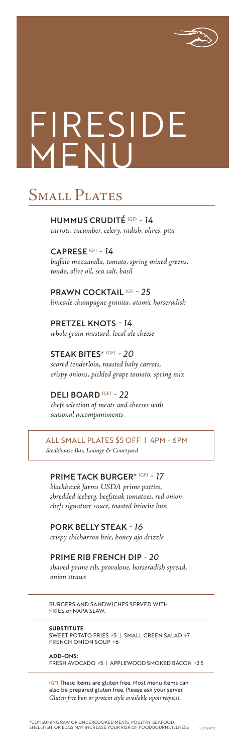# FIRESIDE MENU

## Small Plates

**HUMMUS CRUDITÉ** (GF) - *14*
*carrots, cucumber, celery, radish, olives, pita*

**CAPRESE** (GF) - *14*
*buffalo mozzarella, tomato, spring mixed greens, tondo, olive oil, sea salt, basil*

**PRAWN COCKTAIL** (GF) - *25*
*limeade champagne granita, atomic horseradish*

**PRETZEL KNOTS** - *14*
*whole grain mustard, local ale cheese*

**STEAK BITES*** (GF) - *20*
*seared tenderloin, roasted baby carrots, crispy onions, pickled grape tomato, spring mix*

**DELI BOARD** (GF) - *22*
*chefs selection of meats and cheeses with seasonal accompaniments*

ALL SMALL PLATES $5 OFF | 4PM - 6PM
*Steakhouse Bar, Lounge & Courtyard*

**PRIME TACK BURGER*** (GF) - *17*
*blackhawk farms USDA prime patties, shredded iceberg, beefsteak tomatoes, red onion, chefs signature sauce, toasted brioche bun*

**PORK BELLY STEAK** - *16*
*crispy chicharron brie, honey ajo drizzle*

**PRIME RIB FRENCH DIP** - *20*
*shaved prime rib, provolone, horseradish spread, onion straws*

BURGERS AND SANDWICHES SERVED WITH FRIES *or* NAPA SLAW.

**SUBSTITUTE**
SWEET POTATO FRIES +5 | SMALL GREEN SALAD +7
FRENCH ONION SOUP +6

**ADD-ONS:**
FRESH AVOCADO +5 | APPLEWOOD SMOKED BACON +2.5

(GF) These items are gluten free. Most menu items can also be prepared gluten free. Please ask your server.
*Gluten free bun or protein style available upon request.*

*CONSUMING RAW OR UNDERCOOKED MEATS, POULTRY, SEAFOOD, SHELLFISH, OR EGGS MAY INCREASE YOUR RISK OF FOODBOURNE ILLNESS

05/27/2022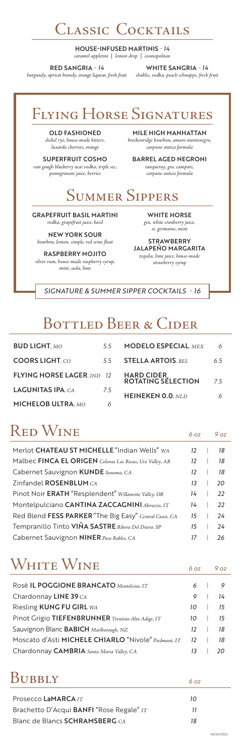# Classic Cocktails

**HOUSE-INFUSED MARTINIS** - *14*
*caramel appletini | lemon drop | cosmopolitan*

**RED SANGRIA** - *14*
*burgundy, apricot brandy, orange liqueur, fresh fruit*

**WHITE SANGRIA** - *14*
*chablis, vodka, peach schnapps, fresh fruit*

# Flying Horse Signatures

**OLD FASHIONED**
*dickel rye, house-made bitters, luxardo cherries, orange*

**SUPERFRUIT COSMO**
*van gough blueberry acai vodka, triple sec, pomegranate juice, berries*

**MILE HIGH MANHATTAN**
*breckenridge bourbon, amaro montenegro, carpano antica formula*

**BARREL AGED NEGRONI**
*tanqueray, gin, campari, carpano antica formula*

# Summer Sippers

**GRAPEFRUIT BASIL MARTINI**
*vodka, grapefruit juice, basil*

**NEW YORK SOUR**
*bourbon, lemon, simple, red wine float*

**RASPBERRY MOJITO**
*silver rum, house-made raspberry syrup, mint, soda, lime*

**WHITE HORSE**
*gin, white cranberry juice, st. germaine, mint*

**STRAWBERRY JALAPEÑO MARGARITA**
*tequila, lime juice, house-made strawberry syrup*

*SIGNATURE & SUMMER SIPPER COCKTAILS - 16*

# Bottled Beer & Cider

| | |
|---|---|
| **BUD LIGHT**, *MO* | *5.5* |
| **COORS LIGHT**, *CO* | *5.5* |
| **FLYING HORSE LAGER**, *IND* | *12* |
| **LAGUNITAS IPA**, *CA* | *7.5* |
| **MICHELOB ULTRA**, *MO* | *6* |
| **MODELO ESPECIAL**, *MEX* | *6* |
| **STELLA ARTOIS**, *BEL* | *6.5* |
| **HARD CIDER, ROTATING SELECTION** | *7.5* |
| **HEINEKEN 0.0**, *NLD* | *6* |

# Red Wine

| | 6 oz | 9 oz |
|---|---|---|
| Merlot **CHATEAU ST MICHELLE** "Indian Wells" *WA* | 12 | 18 |
| Malbec **FINCA EL ORIGEN** *Colonia Las Rosas, Uco Valley, AR* | 12 | 18 |
| Cabernet Sauvignon **KUNDE** *Sonoma, CA* | 12 | 18 |
| Zinfandel **ROSENBLUM** *CA* | 13 | 20 |
| Pinot Noir **ERATH** "Resplendent" *Willamette Valley, OR* | 14 | 22 |
| Montelpulciano **CANTINA ZACCAGNINI** *Abruzzo, IT* | 14 | 22 |
| Red Blend **FESS PARKER** "The Big Easy" *Central Coast, CA* | 15 | 24 |
| Tempranillo Tinto **VIÑA SASTRE** *Ribera Del Duero, SP* | 15 | 24 |
| Cabernet Sauvignon **NINER** *Paso Robles, CA* | 17 | 26 |

# White Wine

| | 6 oz | 9 oz |
|---|---|---|
| Rosè **IL POGGIONE BRANCATO** *Montelcino, IT* | 6 | 9 |
| Chardonnay **LINE 39** *CA* | 9 | 14 |
| Riesling **KUNG FU GIRL** *WA* | 10 | 15 |
| Pinot Grigio **TIEFENBRUNNER** *Trentino-Alto Adige, IT* | 10 | 15 |
| Sauvignon Blanc **BABICH** *Marlborough, NZ* | 12 | 18 |
| Moscato d'Asti **MICHELE CHIARLO** "Nivole" *Piedmont, IT* | 12 | 18 |
| Chardonnay **CAMBRIA** *Santa Maria Valley, CA* | 13 | 20 |

# Bubbly

| | 6 oz |
|---|---|
| Prosecco **LaMARCA** *IT* | 10 |
| Brachetto D'Acqui **BANFI** "Rose Regale" *IT* | 11 |
| Blanc de Blancs **SCHRAMSBERG** *CA* | 18 |

06/16/2022